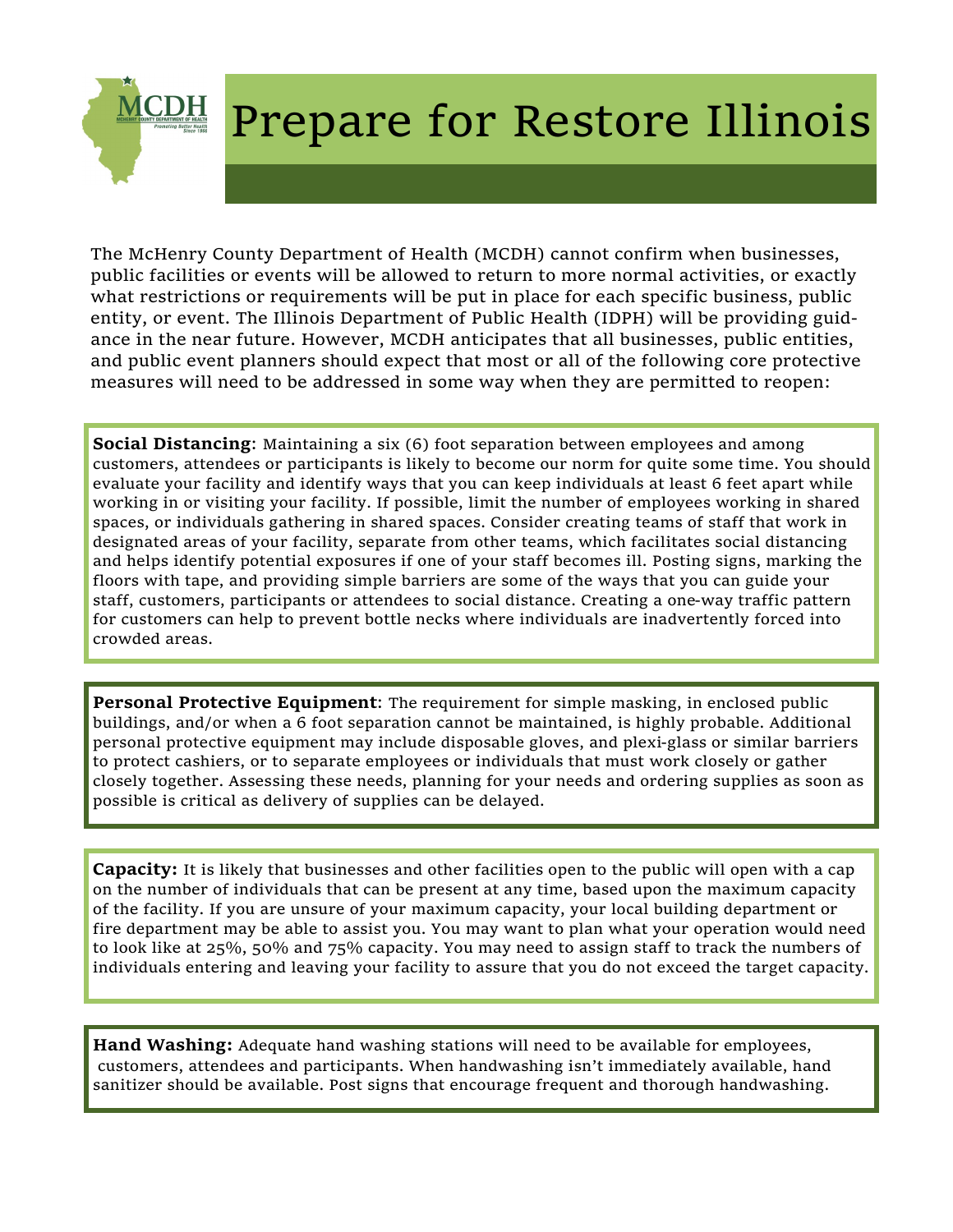# Prepare for Restore Illinois

The McHenry County Department of Health (MCDH) cannot confirm when businesses, public facilities or events will be allowed to return to more normal activities, or exactly what restrictions or requirements will be put in place for each specific business, public entity, or event. The Illinois Department of Public Health (IDPH) will be providing guidance in the near future. However, MCDH anticipates that all businesses, public entities, and public event planners should expect that most or all of the following core protective measures will need to be addressed in some way when they are permitted to reopen:

**Social Distancing**: Maintaining a six (6) foot separation between employees and among customers, attendees or participants is likely to become our norm for quite some time. You should evaluate your facility and identify ways that you can keep individuals at least 6 feet apart while working in or visiting your facility. If possible, limit the number of employees working in shared spaces, or individuals gathering in shared spaces. Consider creating teams of staff that work in designated areas of your facility, separate from other teams, which facilitates social distancing and helps identify potential exposures if one of your staff becomes ill. Posting signs, marking the floors with tape, and providing simple barriers are some of the ways that you can guide your staff, customers, participants or attendees to social distance. Creating a one-way traffic pattern for customers can help to prevent bottle necks where individuals are inadvertently forced into crowded areas.

**Personal Protective Equipment**: The requirement for simple masking, in enclosed public buildings, and/or when a 6 foot separation cannot be maintained, is highly probable. Additional personal protective equipment may include disposable gloves, and plexi-glass or similar barriers to protect cashiers, or to separate employees or individuals that must work closely or gather closely together. Assessing these needs, planning for your needs and ordering supplies as soon as possible is critical as delivery of supplies can be delayed.

**Capacity:** It is likely that businesses and other facilities open to the public will open with a cap on the number of individuals that can be present at any time, based upon the maximum capacity of the facility. If you are unsure of your maximum capacity, your local building department or fire department may be able to assist you. You may want to plan what your operation would need to look like at 25%, 50% and 75% capacity. You may need to assign staff to track the numbers of individuals entering and leaving your facility to assure that you do not exceed the target capacity.

**Hand Washing:** Adequate hand washing stations will need to be available for employees, customers, attendees and participants. When handwashing isn't immediately available, hand sanitizer should be available. Post signs that encourage frequent and thorough handwashing.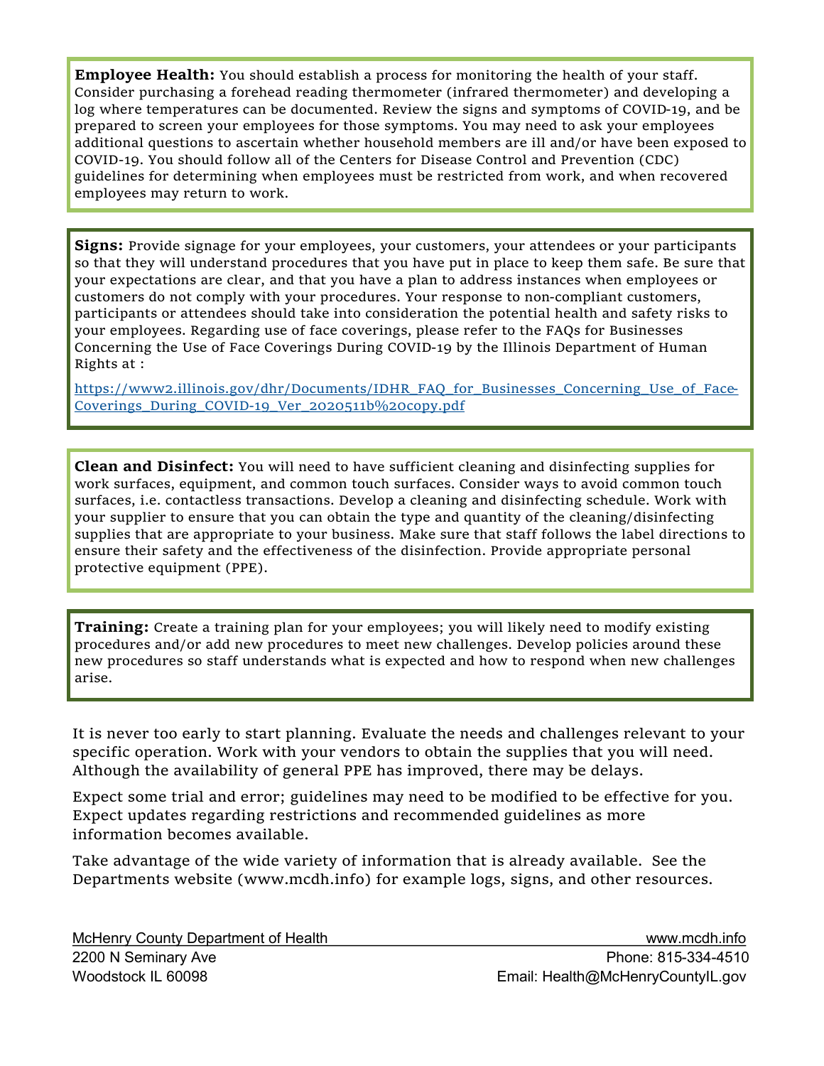**Employee Health:** You should establish a process for monitoring the health of your staff. Consider purchasing a forehead reading thermometer (infrared thermometer) and developing a log where temperatures can be documented. Review the signs and symptoms of COVID-19, and be prepared to screen your employees for those symptoms. You may need to ask your employees additional questions to ascertain whether household members are ill and/or have been exposed to COVID-19. You should follow all of the Centers for Disease Control and Prevention (CDC) guidelines for determining when employees must be restricted from work, and when recovered employees may return to work.

**Signs:** Provide signage for your employees, your customers, your attendees or your participants so that they will understand procedures that you have put in place to keep them safe. Be sure that your expectations are clear, and that you have a plan to address instances when employees or customers do not comply with your procedures. Your response to non-compliant customers, participants or attendees should take into consideration the potential health and safety risks to your employees. Regarding use of face coverings, please refer to the FAQs for Businesses Concerning the Use of Face Coverings During COVID-19 by the Illinois Department of Human Rights at :

https://www2.illinois.gov/dhr/Documents/IDHR_FAQ_for_Businesses_Concerning_Use_of_Face-Coverings_During_COVID-19_Ver_2020511b%20copy.pdf

**Clean and Disinfect:** You will need to have sufficient cleaning and disinfecting supplies for work surfaces, equipment, and common touch surfaces. Consider ways to avoid common touch surfaces, i.e. contactless transactions. Develop a cleaning and disinfecting schedule. Work with your supplier to ensure that you can obtain the type and quantity of the cleaning/disinfecting supplies that are appropriate to your business. Make sure that staff follows the label directions to ensure their safety and the effectiveness of the disinfection. Provide appropriate personal protective equipment (PPE).

**Training:** Create a training plan for your employees; you will likely need to modify existing procedures and/or add new procedures to meet new challenges. Develop policies around these new procedures so staff understands what is expected and how to respond when new challenges arise.

It is never too early to start planning. Evaluate the needs and challenges relevant to your specific operation. Work with your vendors to obtain the supplies that you will need. Although the availability of general PPE has improved, there may be delays.

Expect some trial and error; guidelines may need to be modified to be effective for you. Expect updates regarding restrictions and recommended guidelines as more information becomes available.

Take advantage of the wide variety of information that is already available. See the Departments website (www.mcdh.info) for example logs, signs, and other resources.

McHenry County Department of Health
2200 N Seminary Ave
Woodstock IL 60098

www.mcdh.info
Phone: 815-334-4510
Email: Health@McHenryCountyIL.gov